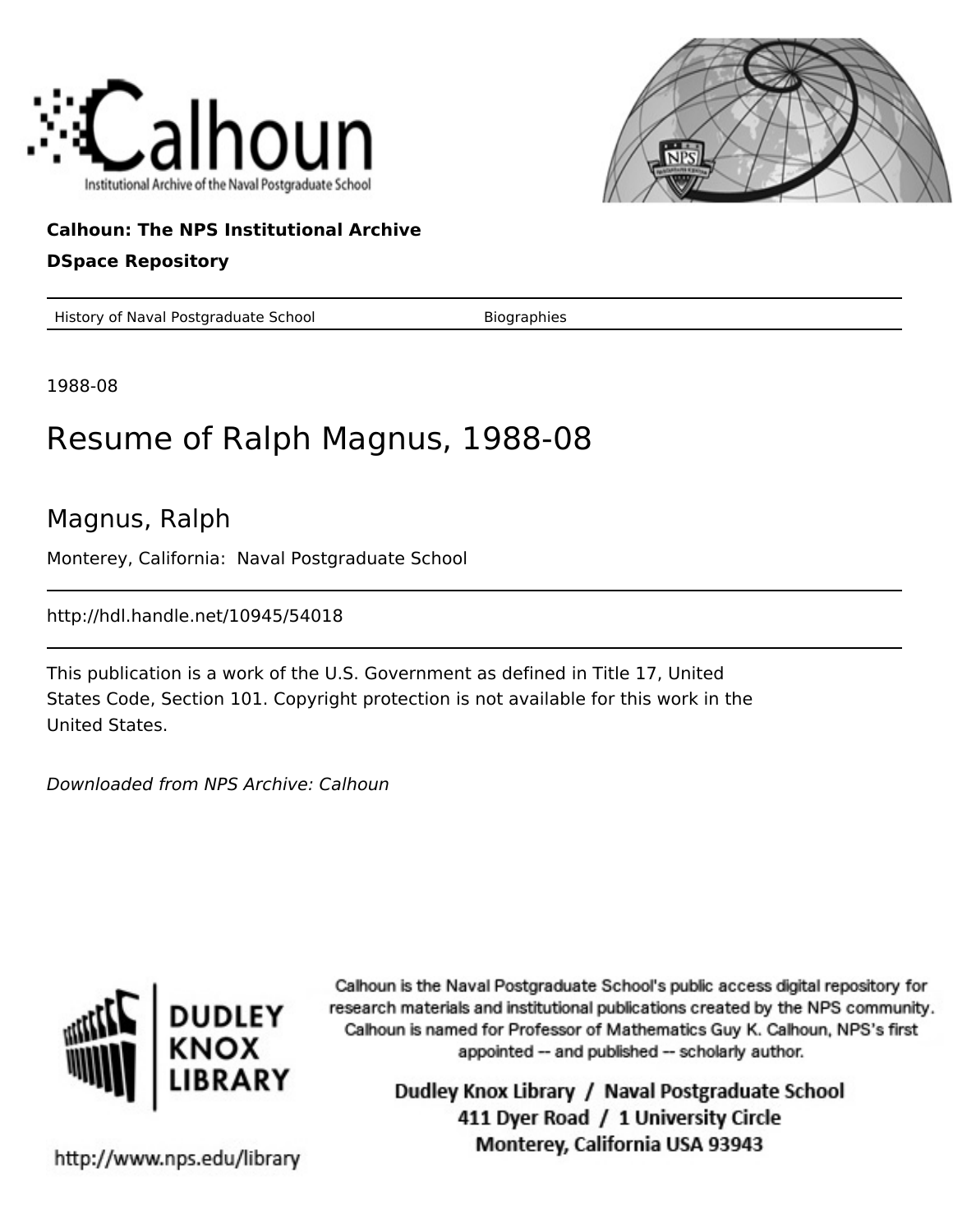Calhoun

Institutional Archive of the Naval Postgraduate School

**Calhoun: The NPS Institutional Archive**

**DSpace Repository**

History of Naval Postgraduate School    Biographies

1988-08

# Resume of Ralph Magnus, 1988-08

## Magnus, Ralph

Monterey, California: Naval Postgraduate School

http://hdl.handle.net/10945/54018

This publication is a work of the U.S. Government as defined in Title 17, United States Code, Section 101. Copyright protection is not available for this work in the United States.

*Downloaded from NPS Archive: Calhoun*

DUDLEY KNOX LIBRARY

Calhoun is the Naval Postgraduate School's public access digital repository for research materials and institutional publications created by the NPS community. Calhoun is named for Professor of Mathematics Guy K. Calhoun, NPS's first appointed -- and published -- scholarly author.

Dudley Knox Library / Naval Postgraduate School
411 Dyer Road / 1 University Circle
Monterey, California USA 93943

http://www.nps.edu/library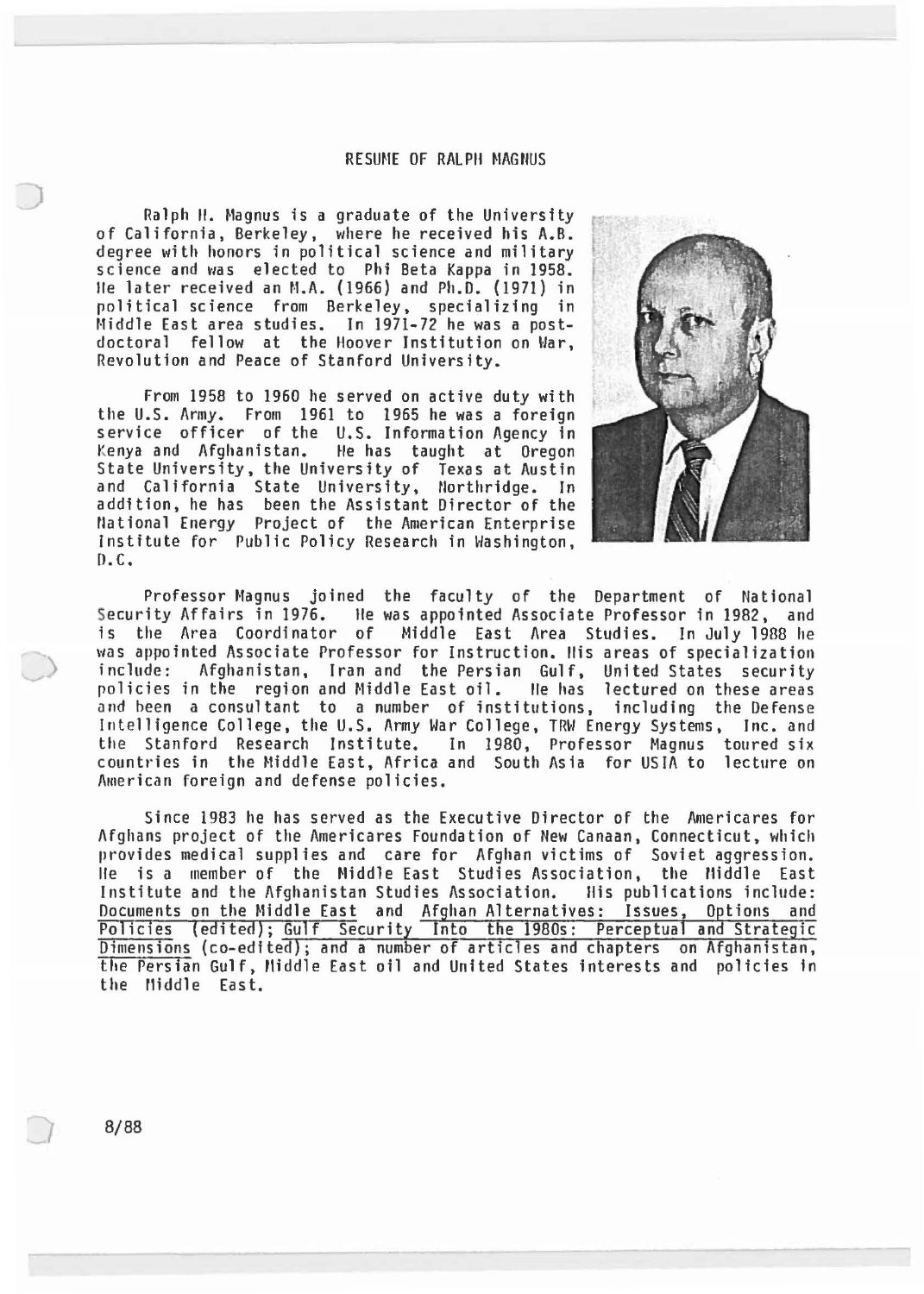# RESUME OF RALPH MAGNUS

Ralph H. Magnus is a graduate of the University of California, Berkeley, where he received his A.B. degree with honors in political science and military science and was elected to Phi Beta Kappa in 1958. He later received an M.A. (1966) and Ph.D. (1971) in political science from Berkeley, specializing in Middle East area studies. In 1971-72 he was a post-doctoral fellow at the Hoover Institution on War, Revolution and Peace of Stanford University.

From 1958 to 1960 he served on active duty with the U.S. Army. From 1961 to 1965 he was a foreign service officer of the U.S. Information Agency in Kenya and Afghanistan. He has taught at Oregon State University, the University of Texas at Austin and California State University, Northridge. In addition, he has been the Assistant Director of the National Energy Project of the American Enterprise Institute for Public Policy Research in Washington, D.C.

Professor Magnus joined the faculty of the Department of National Security Affairs in 1976. He was appointed Associate Professor in 1982, and is the Area Coordinator of Middle East Area Studies. In July 1988 he was appointed Associate Professor for Instruction. His areas of specialization include: Afghanistan, Iran and the Persian Gulf, United States security policies in the region and Middle East oil. He has lectured on these areas and been a consultant to a number of institutions, including the Defense Intelligence College, the U.S. Army War College, TRW Energy Systems, Inc. and the Stanford Research Institute. In 1980, Professor Magnus toured six countries in the Middle East, Africa and South Asia for USIA to lecture on American foreign and defense policies.

Since 1983 he has served as the Executive Director of the Americares for Afghans project of the Americares Foundation of New Canaan, Connecticut, which provides medical supplies and care for Afghan victims of Soviet aggression. He is a member of the Middle East Studies Association, the Middle East Institute and the Afghanistan Studies Association. His publications include: Documents on the Middle East and Afghan Alternatives: Issues, Options and Policies (edited); Gulf Security Into the 1980s: Perceptual and Strategic Dimensions (co-edited); and a number of articles and chapters on Afghanistan, the Persian Gulf, Middle East oil and United States interests and policies in the Middle East.

8/88